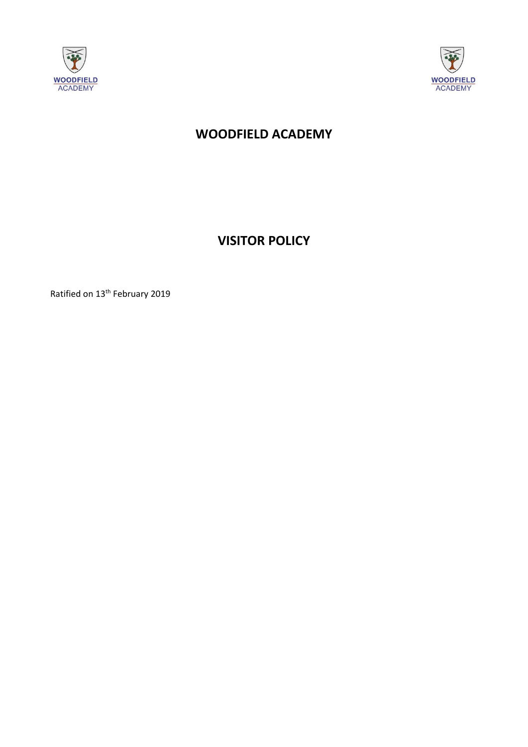# WOODFIELD ACADEMY

# VISITOR POLICY

Ratified on 13th February 2019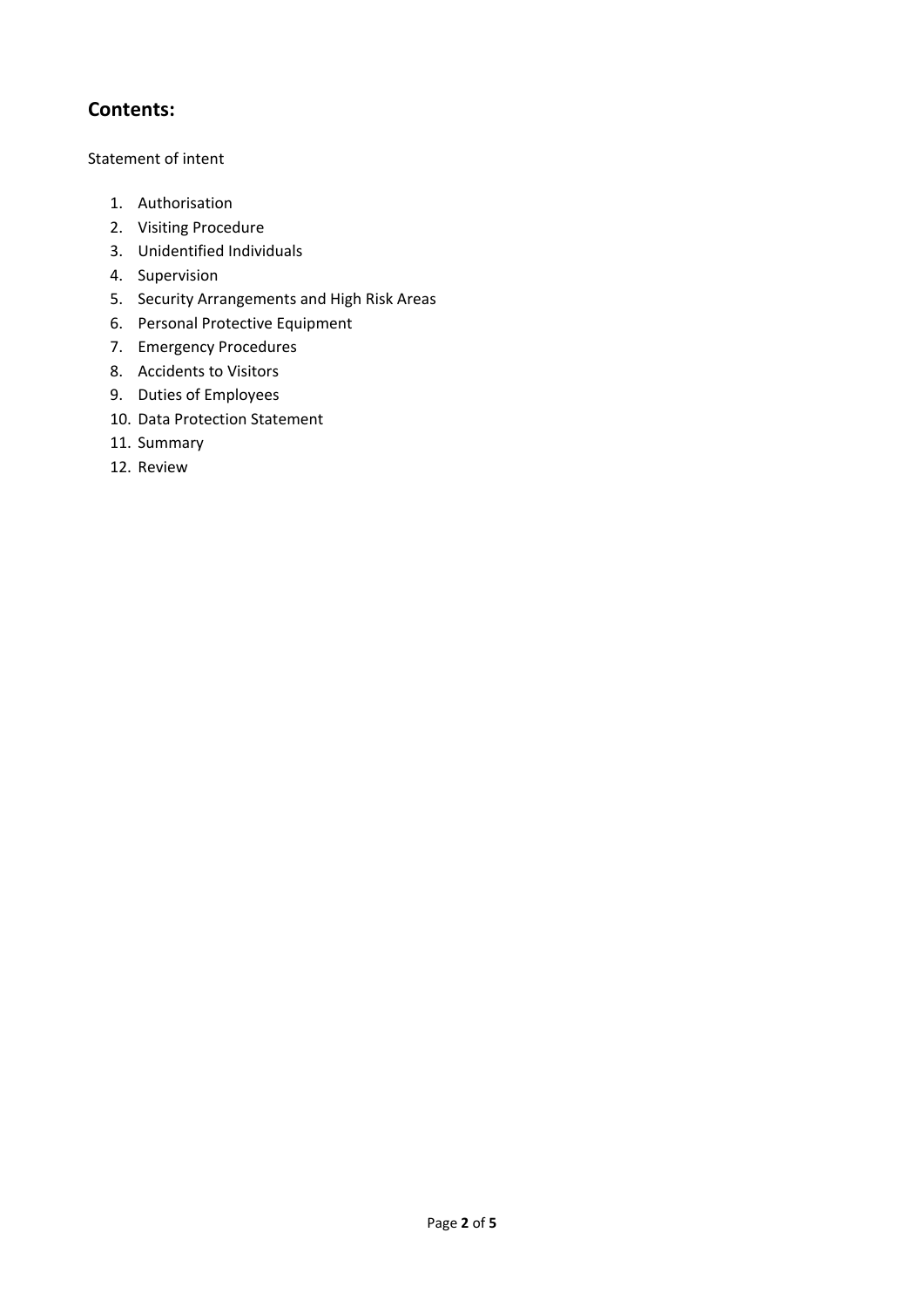## Contents:

Statement of intent

1. Authorisation
2. Visiting Procedure
3. Unidentified Individuals
4. Supervision
5. Security Arrangements and High Risk Areas
6. Personal Protective Equipment
7. Emergency Procedures
8. Accidents to Visitors
9. Duties of Employees
10. Data Protection Statement
11. Summary
12. Review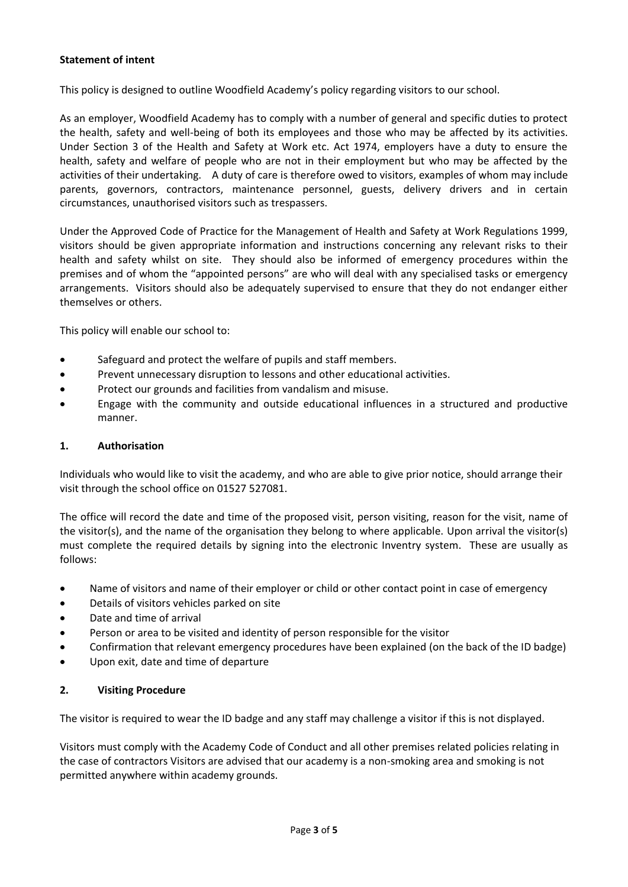**Statement of intent**

This policy is designed to outline Woodfield Academy's policy regarding visitors to our school.

As an employer, Woodfield Academy has to comply with a number of general and specific duties to protect the health, safety and well-being of both its employees and those who may be affected by its activities. Under Section 3 of the Health and Safety at Work etc. Act 1974, employers have a duty to ensure the health, safety and welfare of people who are not in their employment but who may be affected by the activities of their undertaking. A duty of care is therefore owed to visitors, examples of whom may include parents, governors, contractors, maintenance personnel, guests, delivery drivers and in certain circumstances, unauthorised visitors such as trespassers.

Under the Approved Code of Practice for the Management of Health and Safety at Work Regulations 1999, visitors should be given appropriate information and instructions concerning any relevant risks to their health and safety whilst on site. They should also be informed of emergency procedures within the premises and of whom the "appointed persons" are who will deal with any specialised tasks or emergency arrangements. Visitors should also be adequately supervised to ensure that they do not endanger either themselves or others.

This policy will enable our school to:

- Safeguard and protect the welfare of pupils and staff members.
- Prevent unnecessary disruption to lessons and other educational activities.
- Protect our grounds and facilities from vandalism and misuse.
- Engage with the community and outside educational influences in a structured and productive manner.

## 1. Authorisation

Individuals who would like to visit the academy, and who are able to give prior notice, should arrange their visit through the school office on 01527 527081.

The office will record the date and time of the proposed visit, person visiting, reason for the visit, name of the visitor(s), and the name of the organisation they belong to where applicable. Upon arrival the visitor(s) must complete the required details by signing into the electronic Inventry system. These are usually as follows:

- Name of visitors and name of their employer or child or other contact point in case of emergency
- Details of visitors vehicles parked on site
- Date and time of arrival
- Person or area to be visited and identity of person responsible for the visitor
- Confirmation that relevant emergency procedures have been explained (on the back of the ID badge)
- Upon exit, date and time of departure

## 2. Visiting Procedure

The visitor is required to wear the ID badge and any staff may challenge a visitor if this is not displayed.

Visitors must comply with the Academy Code of Conduct and all other premises related policies relating in the case of contractors Visitors are advised that our academy is a non-smoking area and smoking is not permitted anywhere within academy grounds.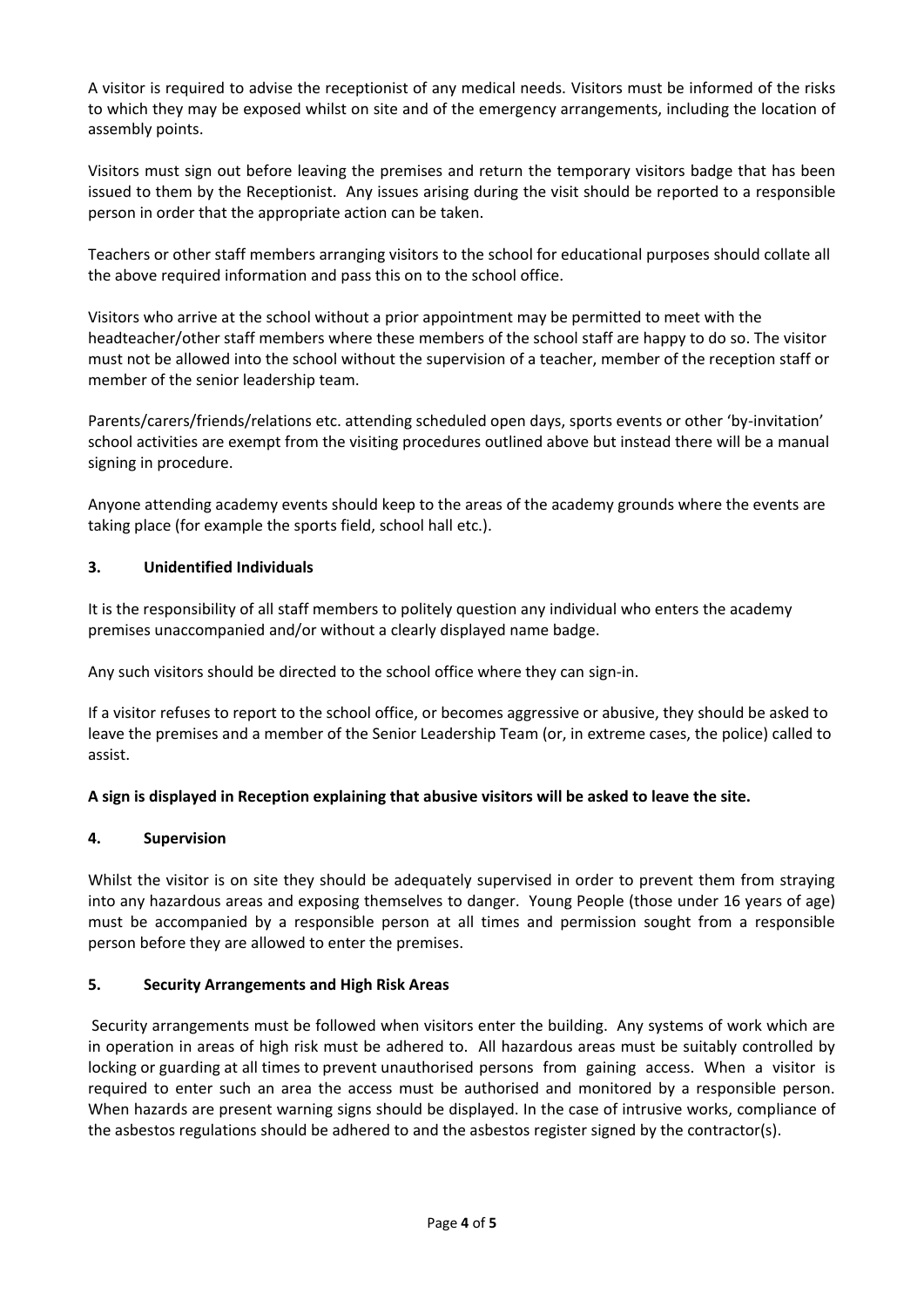A visitor is required to advise the receptionist of any medical needs. Visitors must be informed of the risks to which they may be exposed whilst on site and of the emergency arrangements, including the location of assembly points.

Visitors must sign out before leaving the premises and return the temporary visitors badge that has been issued to them by the Receptionist. Any issues arising during the visit should be reported to a responsible person in order that the appropriate action can be taken.

Teachers or other staff members arranging visitors to the school for educational purposes should collate all the above required information and pass this on to the school office.

Visitors who arrive at the school without a prior appointment may be permitted to meet with the headteacher/other staff members where these members of the school staff are happy to do so. The visitor must not be allowed into the school without the supervision of a teacher, member of the reception staff or member of the senior leadership team.

Parents/carers/friends/relations etc. attending scheduled open days, sports events or other 'by-invitation' school activities are exempt from the visiting procedures outlined above but instead there will be a manual signing in procedure.

Anyone attending academy events should keep to the areas of the academy grounds where the events are taking place (for example the sports field, school hall etc.).

## 3. Unidentified Individuals

It is the responsibility of all staff members to politely question any individual who enters the academy premises unaccompanied and/or without a clearly displayed name badge.

Any such visitors should be directed to the school office where they can sign-in.

If a visitor refuses to report to the school office, or becomes aggressive or abusive, they should be asked to leave the premises and a member of the Senior Leadership Team (or, in extreme cases, the police) called to assist.

**A sign is displayed in Reception explaining that abusive visitors will be asked to leave the site.**

## 4. Supervision

Whilst the visitor is on site they should be adequately supervised in order to prevent them from straying into any hazardous areas and exposing themselves to danger. Young People (those under 16 years of age) must be accompanied by a responsible person at all times and permission sought from a responsible person before they are allowed to enter the premises.

## 5. Security Arrangements and High Risk Areas

Security arrangements must be followed when visitors enter the building. Any systems of work which are in operation in areas of high risk must be adhered to. All hazardous areas must be suitably controlled by locking or guarding at all times to prevent unauthorised persons from gaining access. When a visitor is required to enter such an area the access must be authorised and monitored by a responsible person. When hazards are present warning signs should be displayed. In the case of intrusive works, compliance of the asbestos regulations should be adhered to and the asbestos register signed by the contractor(s).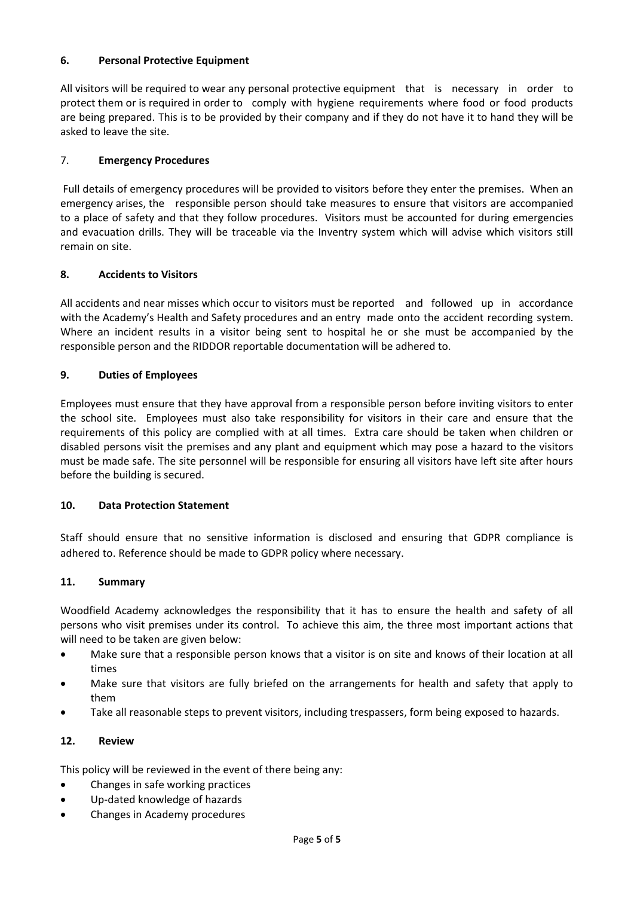## 6. Personal Protective Equipment

All visitors will be required to wear any personal protective equipment that is necessary in order to protect them or is required in order to comply with hygiene requirements where food or food products are being prepared. This is to be provided by their company and if they do not have it to hand they will be asked to leave the site.

## 7. Emergency Procedures

Full details of emergency procedures will be provided to visitors before they enter the premises. When an emergency arises, the responsible person should take measures to ensure that visitors are accompanied to a place of safety and that they follow procedures. Visitors must be accounted for during emergencies and evacuation drills. They will be traceable via the Inventry system which will advise which visitors still remain on site.

## 8. Accidents to Visitors

All accidents and near misses which occur to visitors must be reported and followed up in accordance with the Academy's Health and Safety procedures and an entry made onto the accident recording system. Where an incident results in a visitor being sent to hospital he or she must be accompanied by the responsible person and the RIDDOR reportable documentation will be adhered to.

## 9. Duties of Employees

Employees must ensure that they have approval from a responsible person before inviting visitors to enter the school site. Employees must also take responsibility for visitors in their care and ensure that the requirements of this policy are complied with at all times. Extra care should be taken when children or disabled persons visit the premises and any plant and equipment which may pose a hazard to the visitors must be made safe. The site personnel will be responsible for ensuring all visitors have left site after hours before the building is secured.

## 10. Data Protection Statement

Staff should ensure that no sensitive information is disclosed and ensuring that GDPR compliance is adhered to. Reference should be made to GDPR policy where necessary.

## 11. Summary

Woodfield Academy acknowledges the responsibility that it has to ensure the health and safety of all persons who visit premises under its control. To achieve this aim, the three most important actions that will need to be taken are given below:

- Make sure that a responsible person knows that a visitor is on site and knows of their location at all times
- Make sure that visitors are fully briefed on the arrangements for health and safety that apply to them
- Take all reasonable steps to prevent visitors, including trespassers, form being exposed to hazards.

## 12. Review

This policy will be reviewed in the event of there being any:

- Changes in safe working practices
- Up-dated knowledge of hazards
- Changes in Academy procedures